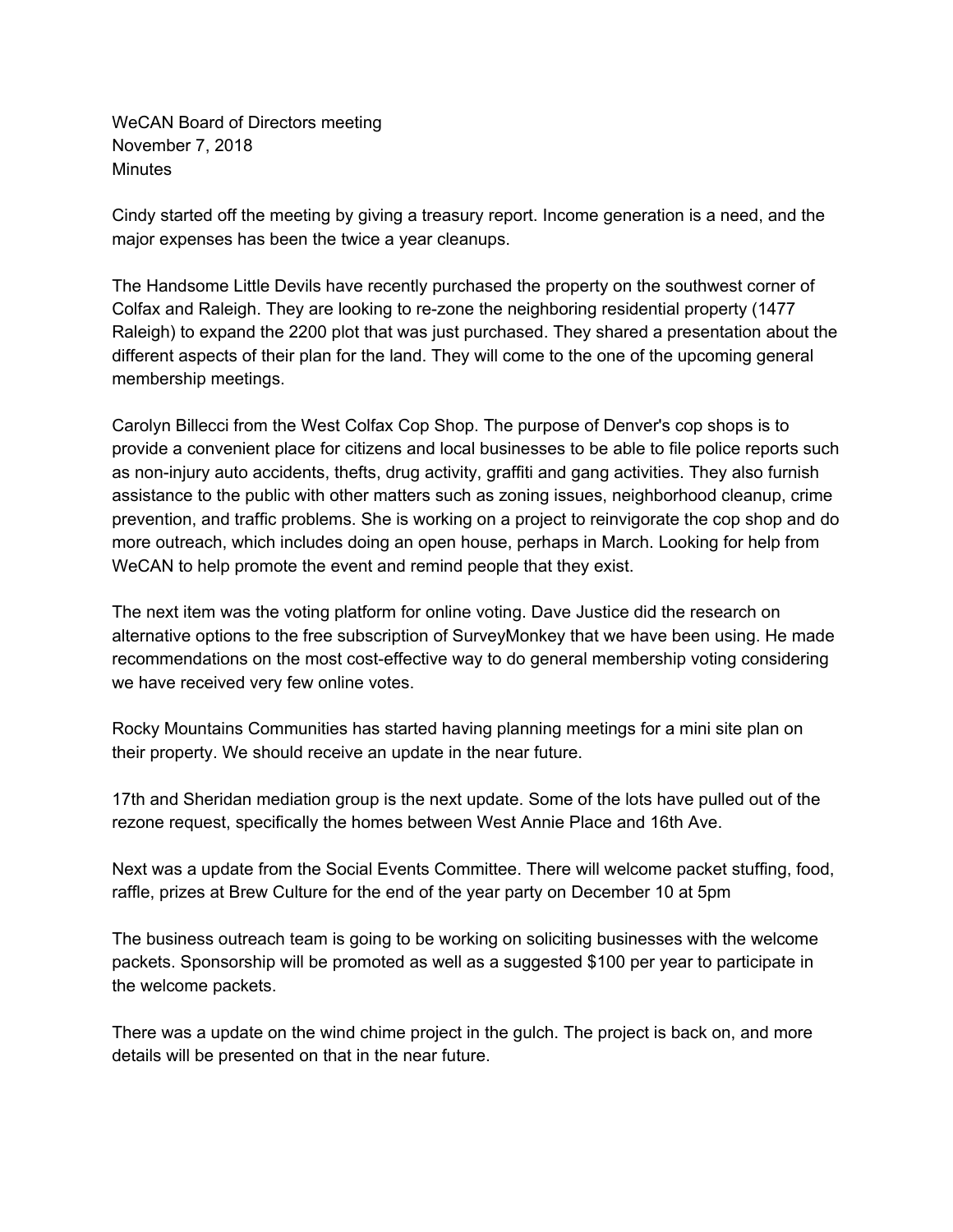WeCAN Board of Directors meeting
November 7, 2018
Minutes

Cindy started off the meeting by giving a treasury report. Income generation is a need, and the major expenses has been the twice a year cleanups.

The Handsome Little Devils have recently purchased the property on the southwest corner of Colfax and Raleigh. They are looking to re-zone the neighboring residential property (1477 Raleigh) to expand the 2200 plot that was just purchased. They shared a presentation about the different aspects of their plan for the land. They will come to the one of the upcoming general membership meetings.

Carolyn Billecci from the West Colfax Cop Shop. The purpose of Denver's cop shops is to provide a convenient place for citizens and local businesses to be able to file police reports such as non-injury auto accidents, thefts, drug activity, graffiti and gang activities. They also furnish assistance to the public with other matters such as zoning issues, neighborhood cleanup, crime prevention, and traffic problems. She is working on a project to reinvigorate the cop shop and do more outreach, which includes doing an open house, perhaps in March. Looking for help from WeCAN to help promote the event and remind people that they exist.

The next item was the voting platform for online voting. Dave Justice did the research on alternative options to the free subscription of SurveyMonkey that we have been using. He made recommendations on the most cost-effective way to do general membership voting considering we have received very few online votes.

Rocky Mountains Communities has started having planning meetings for a mini site plan on their property. We should receive an update in the near future.

17th and Sheridan mediation group is the next update. Some of the lots have pulled out of the rezone request, specifically the homes between West Annie Place and 16th Ave.

Next was a update from the Social Events Committee. There will welcome packet stuffing, food, raffle, prizes at Brew Culture for the end of the year party on December 10 at 5pm

The business outreach team is going to be working on soliciting businesses with the welcome packets. Sponsorship will be promoted as well as a suggested $100 per year to participate in the welcome packets.

There was a update on the wind chime project in the gulch. The project is back on, and more details will be presented on that in the near future.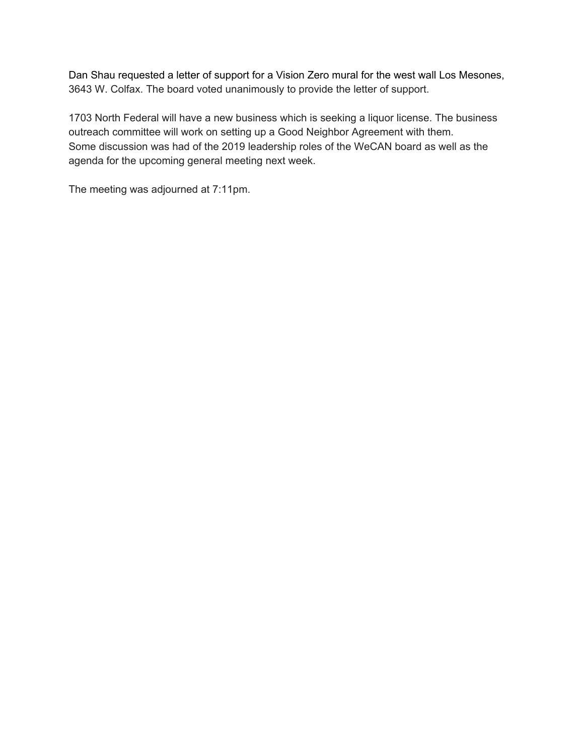Dan Shau requested a letter of support for a Vision Zero mural for the west wall Los Mesones, 3643 W. Colfax. The board voted unanimously to provide the letter of support.

1703 North Federal will have a new business which is seeking a liquor license. The business outreach committee will work on setting up a Good Neighbor Agreement with them.
Some discussion was had of the 2019 leadership roles of the WeCAN board as well as the agenda for the upcoming general meeting next week.

The meeting was adjourned at 7:11pm.